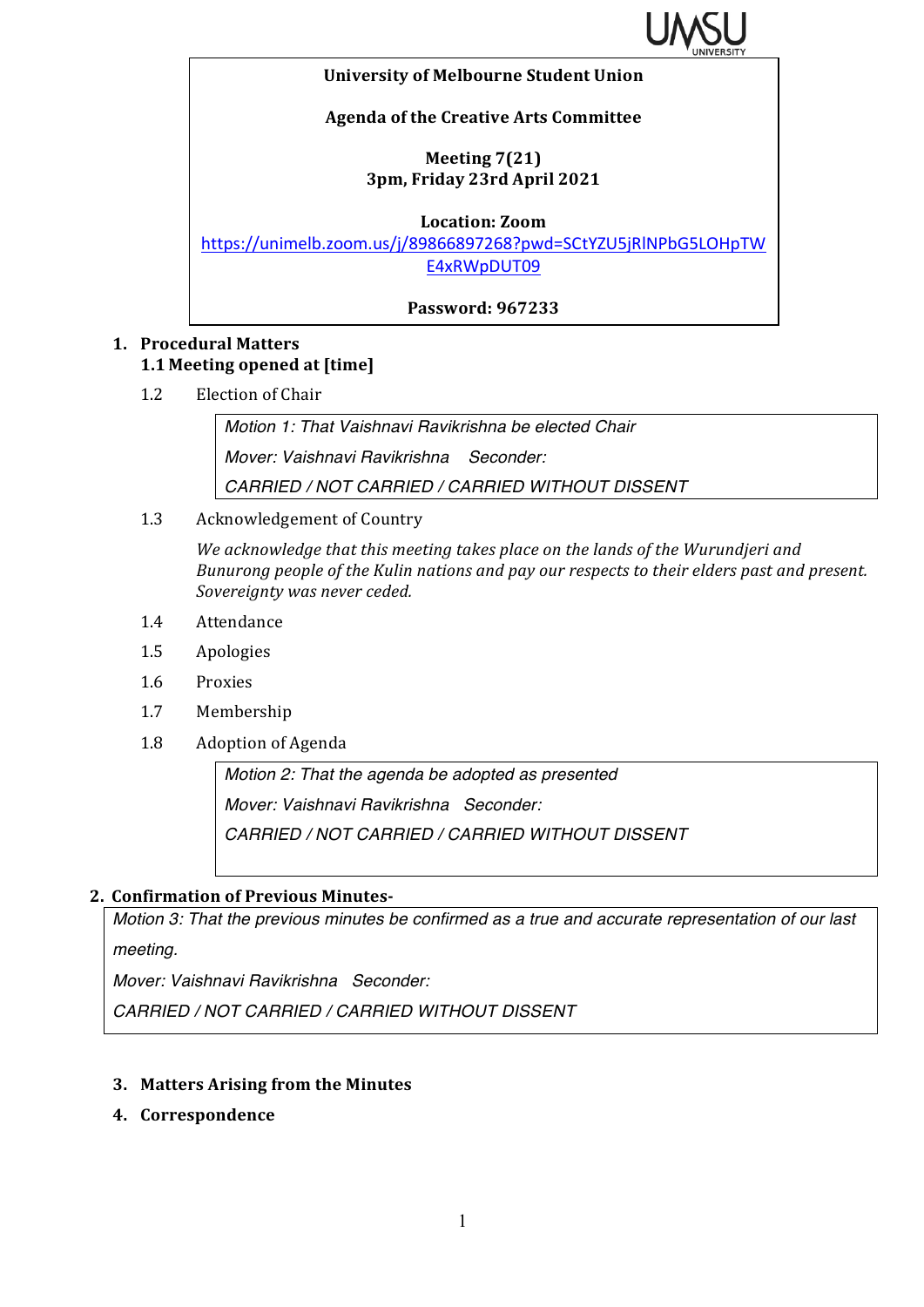**University of Melbourne Student Union**

**Agenda of the Creative Arts Committee**

**Meeting 7(21)**
**3pm, Friday 23rd April 2021**

**Location: Zoom**
https://unimelb.zoom.us/j/89866897268?pwd=SCtYZU5jRlNPbG5LOHpTWE4xRWpDUT09

**Password: 967233**

1. **Procedural Matters**

   **1.1 Meeting opened at [time]**

   1.2 Election of Chair

   > *Motion 1: That Vaishnavi Ravikrishna be elected Chair*
   >
   > *Mover: Vaishnavi Ravikrishna   Seconder:*
   >
   > *CARRIED / NOT CARRIED / CARRIED WITHOUT DISSENT*

   1.3 Acknowledgement of Country

   *We acknowledge that this meeting takes place on the lands of the Wurundjeri and Bunurong people of the Kulin nations and pay our respects to their elders past and present. Sovereignty was never ceded.*

   1.4 Attendance

   1.5 Apologies

   1.6 Proxies

   1.7 Membership

   1.8 Adoption of Agenda

   > *Motion 2: That the agenda be adopted as presented*
   >
   > *Mover: Vaishnavi Ravikrishna   Seconder:*
   >
   > *CARRIED / NOT CARRIED / CARRIED WITHOUT DISSENT*

2. **Confirmation of Previous Minutes-**

   > *Motion 3: That the previous minutes be confirmed as a true and accurate representation of our last meeting.*
   >
   > *Mover: Vaishnavi Ravikrishna   Seconder:*
   >
   > *CARRIED / NOT CARRIED / CARRIED WITHOUT DISSENT*

3. **Matters Arising from the Minutes**

4. **Correspondence**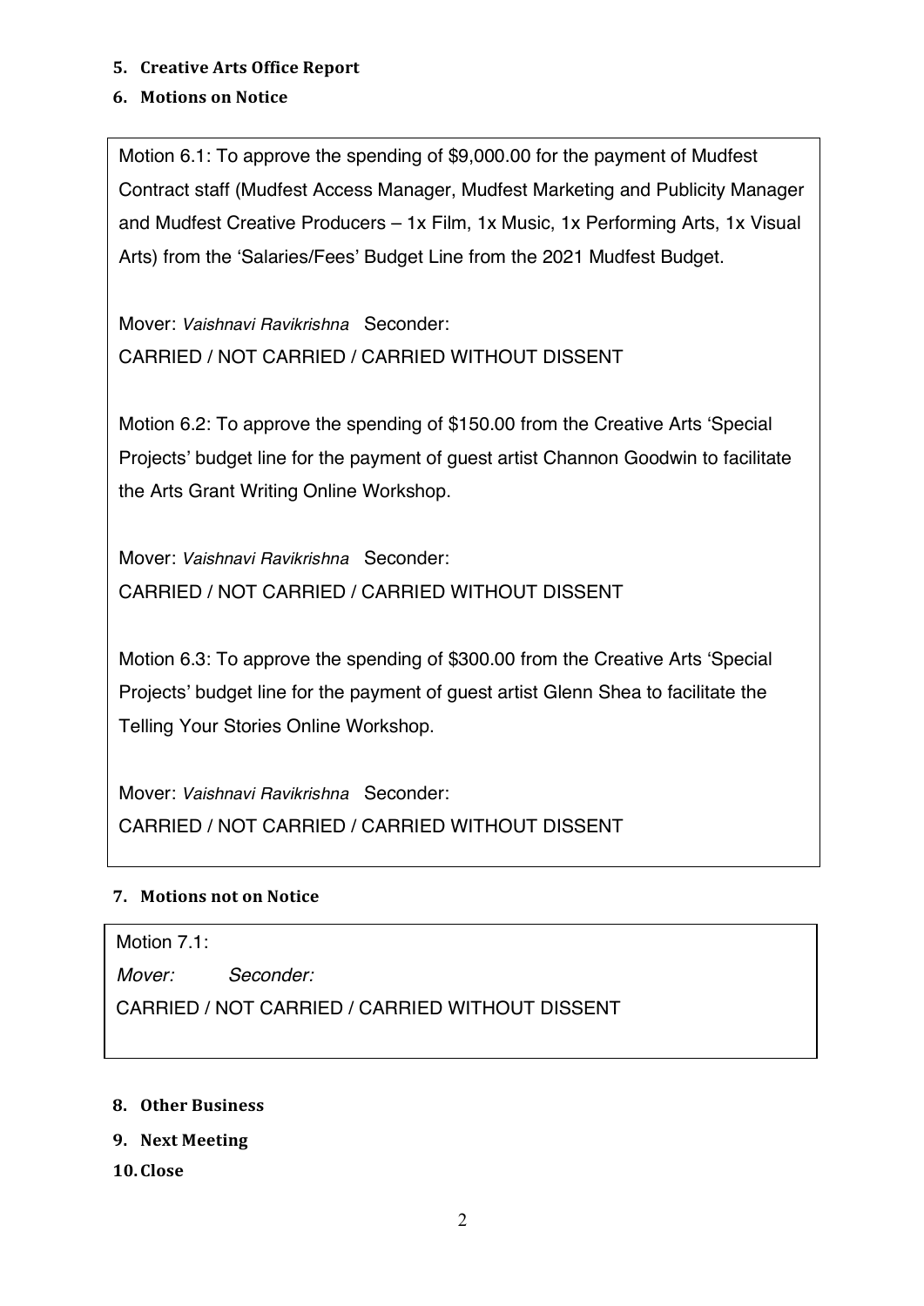## 5. Creative Arts Office Report

## 6. Motions on Notice

Motion 6.1: To approve the spending of $9,000.00 for the payment of Mudfest Contract staff (Mudfest Access Manager, Mudfest Marketing and Publicity Manager and Mudfest Creative Producers – 1x Film, 1x Music, 1x Performing Arts, 1x Visual Arts) from the 'Salaries/Fees' Budget Line from the 2021 Mudfest Budget.

Mover: *Vaishnavi Ravikrishna* Seconder:
CARRIED / NOT CARRIED / CARRIED WITHOUT DISSENT

Motion 6.2: To approve the spending of $150.00 from the Creative Arts 'Special Projects' budget line for the payment of guest artist Channon Goodwin to facilitate the Arts Grant Writing Online Workshop.

Mover: *Vaishnavi Ravikrishna* Seconder:
CARRIED / NOT CARRIED / CARRIED WITHOUT DISSENT

Motion 6.3: To approve the spending of $300.00 from the Creative Arts 'Special Projects' budget line for the payment of guest artist Glenn Shea to facilitate the Telling Your Stories Online Workshop.

Mover: *Vaishnavi Ravikrishna* Seconder:
CARRIED / NOT CARRIED / CARRIED WITHOUT DISSENT

## 7. Motions not on Notice

Motion 7.1:
*Mover:* *Seconder:*
CARRIED / NOT CARRIED / CARRIED WITHOUT DISSENT

## 8. Other Business

## 9. Next Meeting

## 10. Close